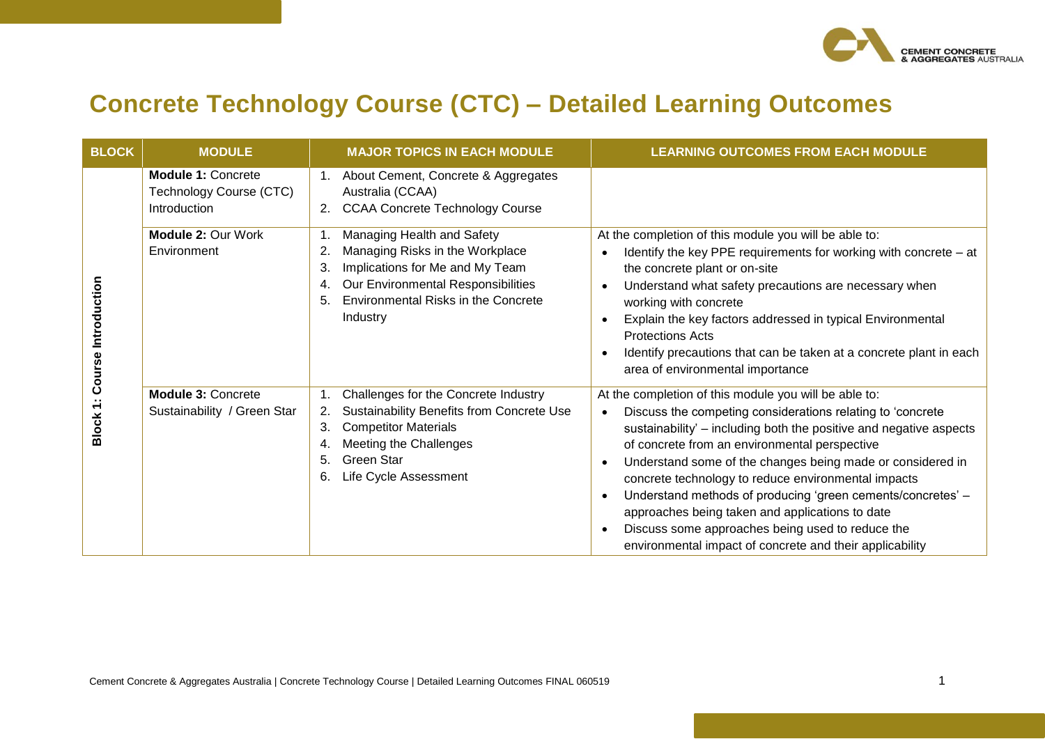# Concrete Technology Course (CTC) – Detailed Learning Outcomes

| BLOCK | MODULE | MAJOR TOPICS IN EACH MODULE | LEARNING OUTCOMES FROM EACH MODULE |
| --- | --- | --- | --- |
| Block 1: Course Introduction | **Module 1:** Concrete Technology Course (CTC) Introduction | 1. About Cement, Concrete & Aggregates Australia (CCAA)<br>2. CCAA Concrete Technology Course | |
| | **Module 2:** Our Work Environment | 1. Managing Health and Safety<br>2. Managing Risks in the Workplace<br>3. Implications for Me and My Team<br>4. Our Environmental Responsibilities<br>5. Environmental Risks in the Concrete Industry | At the completion of this module you will be able to:<br>• Identify the key PPE requirements for working with concrete – at the concrete plant or on-site<br>• Understand what safety precautions are necessary when working with concrete<br>• Explain the key factors addressed in typical Environmental Protections Acts<br>• Identify precautions that can be taken at a concrete plant in each area of environmental importance |
| | **Module 3:** Concrete Sustainability / Green Star | 1. Challenges for the Concrete Industry<br>2. Sustainability Benefits from Concrete Use<br>3. Competitor Materials<br>4. Meeting the Challenges<br>5. Green Star<br>6. Life Cycle Assessment | At the completion of this module you will be able to:<br>• Discuss the competing considerations relating to 'concrete sustainability' – including both the positive and negative aspects of concrete from an environmental perspective<br>• Understand some of the changes being made or considered in concrete technology to reduce environmental impacts<br>• Understand methods of producing 'green cements/concretes' – approaches being taken and applications to date<br>• Discuss some approaches being used to reduce the environmental impact of concrete and their applicability |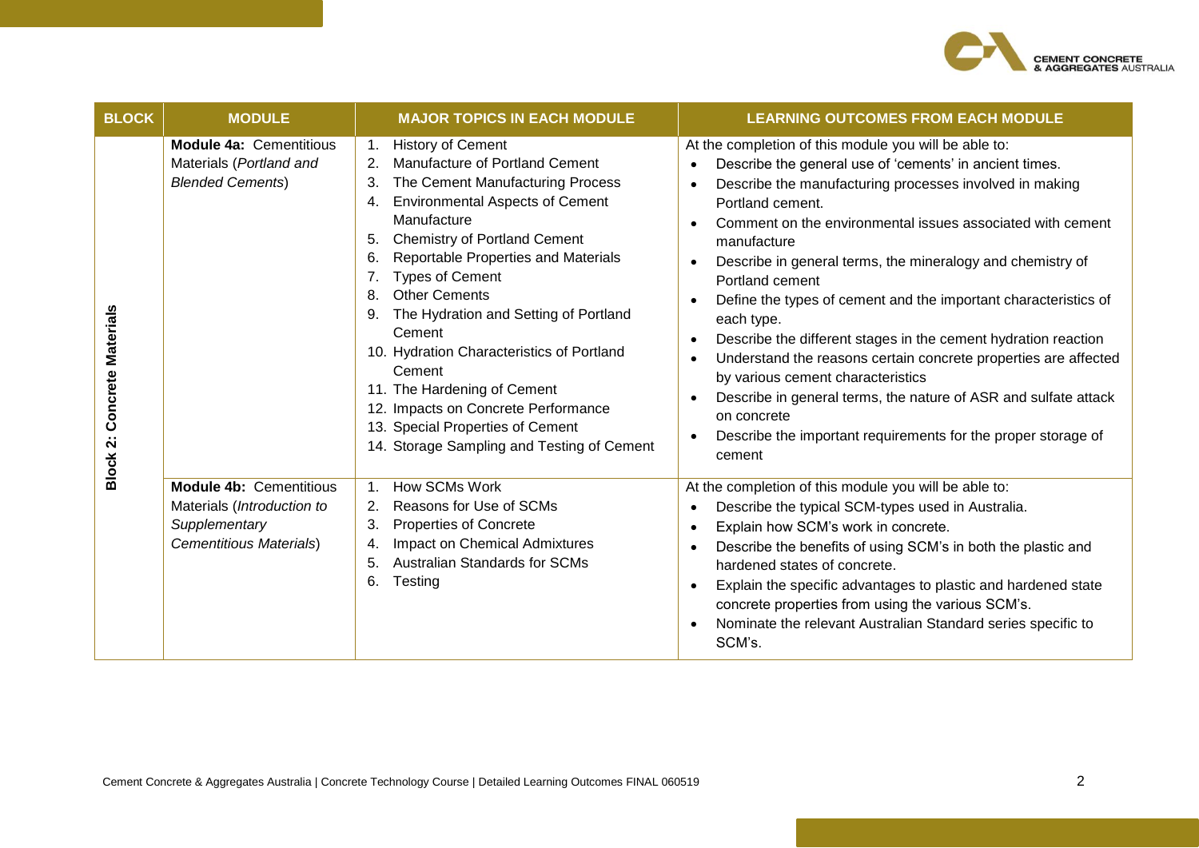| BLOCK | MODULE | MAJOR TOPICS IN EACH MODULE | LEARNING OUTCOMES FROM EACH MODULE |
|---|---|---|---|
| Block 2: Concrete Materials | **Module 4a:** Cementitious Materials (*Portland and Blended Cements*) | 1. History of Cement<br>2. Manufacture of Portland Cement<br>3. The Cement Manufacturing Process<br>4. Environmental Aspects of Cement Manufacture<br>5. Chemistry of Portland Cement<br>6. Reportable Properties and Materials<br>7. Types of Cement<br>8. Other Cements<br>9. The Hydration and Setting of Portland Cement<br>10. Hydration Characteristics of Portland Cement<br>11. The Hardening of Cement<br>12. Impacts on Concrete Performance<br>13. Special Properties of Cement<br>14. Storage Sampling and Testing of Cement | At the completion of this module you will be able to:<br>• Describe the general use of 'cements' in ancient times.<br>• Describe the manufacturing processes involved in making Portland cement.<br>• Comment on the environmental issues associated with cement manufacture<br>• Describe in general terms, the mineralogy and chemistry of Portland cement<br>• Define the types of cement and the important characteristics of each type.<br>• Describe the different stages in the cement hydration reaction<br>• Understand the reasons certain concrete properties are affected by various cement characteristics<br>• Describe in general terms, the nature of ASR and sulfate attack on concrete<br>• Describe the important requirements for the proper storage of cement |
| | **Module 4b:** Cementitious Materials (*Introduction to Supplementary Cementitious Materials*) | 1. How SCMs Work<br>2. Reasons for Use of SCMs<br>3. Properties of Concrete<br>4. Impact on Chemical Admixtures<br>5. Australian Standards for SCMs<br>6. Testing | At the completion of this module you will be able to:<br>• Describe the typical SCM-types used in Australia.<br>• Explain how SCM's work in concrete.<br>• Describe the benefits of using SCM's in both the plastic and hardened states of concrete.<br>• Explain the specific advantages to plastic and hardened state concrete properties from using the various SCM's.<br>• Nominate the relevant Australian Standard series specific to SCM's. |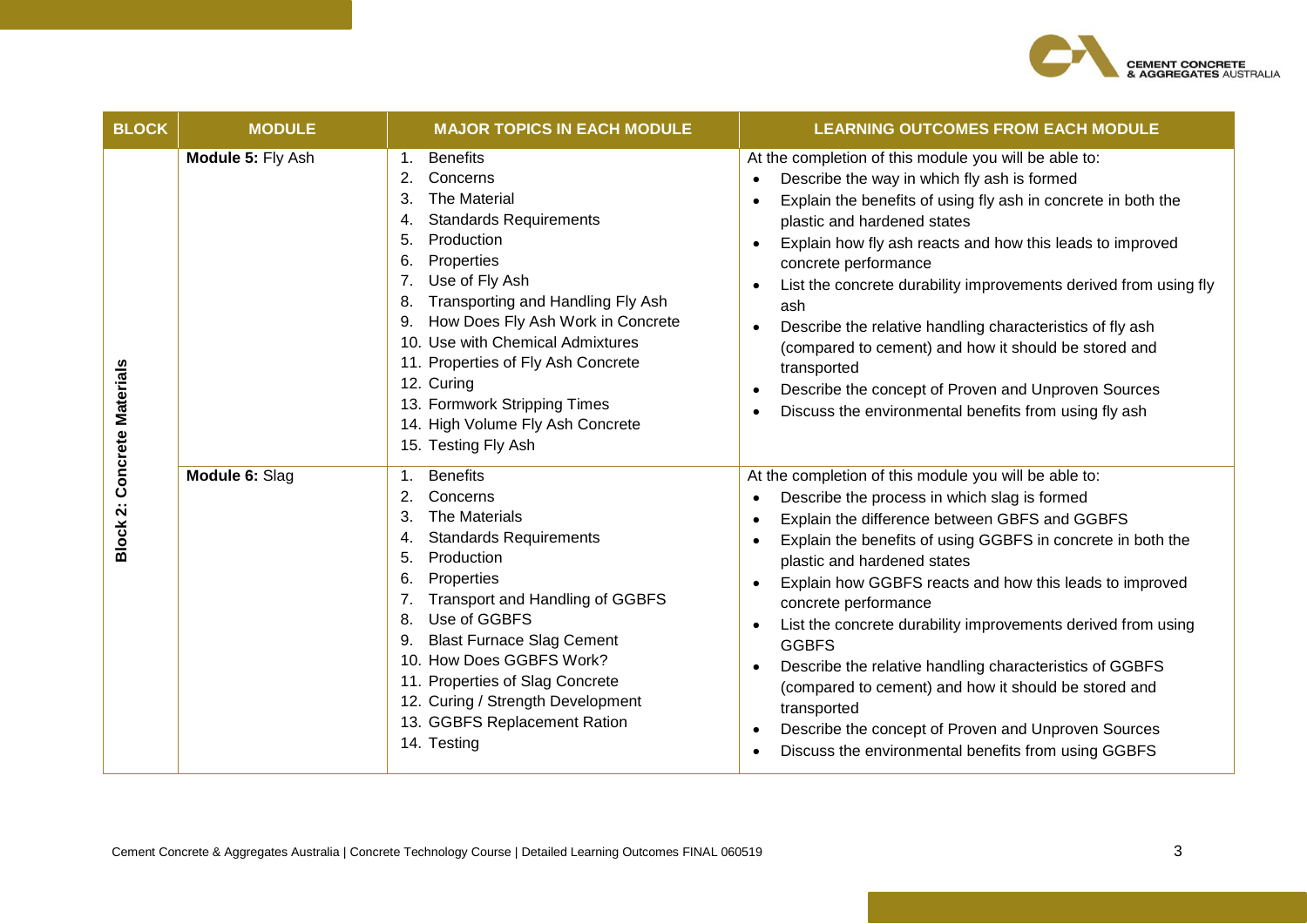| BLOCK | MODULE | MAJOR TOPICS IN EACH MODULE | LEARNING OUTCOMES FROM EACH MODULE |
| --- | --- | --- | --- |
| Block 2: Concrete Materials | **Module 5:** Fly Ash | 1. Benefits<br>2. Concerns<br>3. The Material<br>4. Standards Requirements<br>5. Production<br>6. Properties<br>7. Use of Fly Ash<br>8. Transporting and Handling Fly Ash<br>9. How Does Fly Ash Work in Concrete<br>10. Use with Chemical Admixtures<br>11. Properties of Fly Ash Concrete<br>12. Curing<br>13. Formwork Stripping Times<br>14. High Volume Fly Ash Concrete<br>15. Testing Fly Ash | At the completion of this module you will be able to:<br>• Describe the way in which fly ash is formed<br>• Explain the benefits of using fly ash in concrete in both the plastic and hardened states<br>• Explain how fly ash reacts and how this leads to improved concrete performance<br>• List the concrete durability improvements derived from using fly ash<br>• Describe the relative handling characteristics of fly ash (compared to cement) and how it should be stored and transported<br>• Describe the concept of Proven and Unproven Sources<br>• Discuss the environmental benefits from using fly ash |
| | **Module 6:** Slag | 1. Benefits<br>2. Concerns<br>3. The Materials<br>4. Standards Requirements<br>5. Production<br>6. Properties<br>7. Transport and Handling of GGBFS<br>8. Use of GGBFS<br>9. Blast Furnace Slag Cement<br>10. How Does GGBFS Work?<br>11. Properties of Slag Concrete<br>12. Curing / Strength Development<br>13. GGBFS Replacement Ration<br>14. Testing | At the completion of this module you will be able to:<br>• Describe the process in which slag is formed<br>• Explain the difference between GBFS and GGBFS<br>• Explain the benefits of using GGBFS in concrete in both the plastic and hardened states<br>• Explain how GGBFS reacts and how this leads to improved concrete performance<br>• List the concrete durability improvements derived from using GGBFS<br>• Describe the relative handling characteristics of GGBFS (compared to cement) and how it should be stored and transported<br>• Describe the concept of Proven and Unproven Sources<br>• Discuss the environmental benefits from using GGBFS |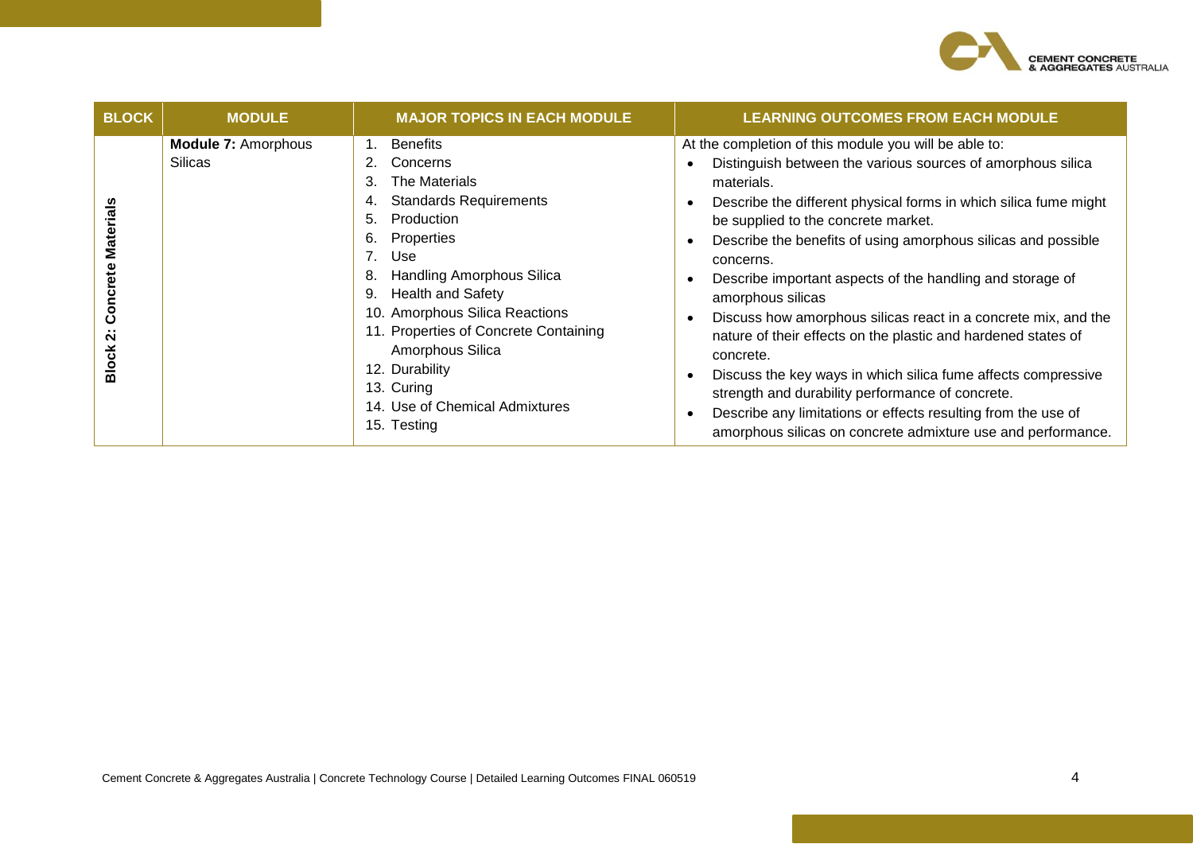| BLOCK | MODULE | MAJOR TOPICS IN EACH MODULE | LEARNING OUTCOMES FROM EACH MODULE |
| --- | --- | --- | --- |
| Block 2: Concrete Materials | **Module 7:** Amorphous Silicas | 1. Benefits<br>2. Concerns<br>3. The Materials<br>4. Standards Requirements<br>5. Production<br>6. Properties<br>7. Use<br>8. Handling Amorphous Silica<br>9. Health and Safety<br>10. Amorphous Silica Reactions<br>11. Properties of Concrete Containing Amorphous Silica<br>12. Durability<br>13. Curing<br>14. Use of Chemical Admixtures<br>15. Testing | At the completion of this module you will be able to:<br>• Distinguish between the various sources of amorphous silica materials.<br>• Describe the different physical forms in which silica fume might be supplied to the concrete market.<br>• Describe the benefits of using amorphous silicas and possible concerns.<br>• Describe important aspects of the handling and storage of amorphous silicas<br>• Discuss how amorphous silicas react in a concrete mix, and the nature of their effects on the plastic and hardened states of concrete.<br>• Discuss the key ways in which silica fume affects compressive strength and durability performance of concrete.<br>• Describe any limitations or effects resulting from the use of amorphous silicas on concrete admixture use and performance. |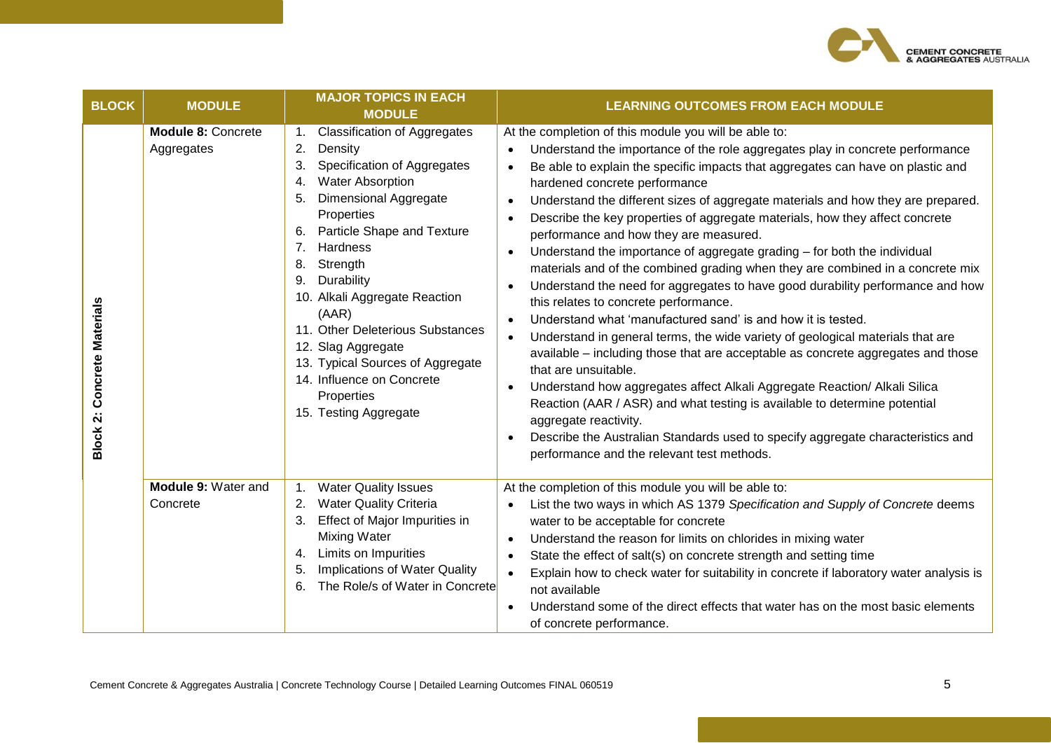| BLOCK | MODULE | MAJOR TOPICS IN EACH MODULE | LEARNING OUTCOMES FROM EACH MODULE |
|---|---|---|---|
| Block 2: Concrete Materials | **Module 8:** Concrete Aggregates | 1. Classification of Aggregates<br>2. Density<br>3. Specification of Aggregates<br>4. Water Absorption<br>5. Dimensional Aggregate Properties<br>6. Particle Shape and Texture<br>7. Hardness<br>8. Strength<br>9. Durability<br>10. Alkali Aggregate Reaction (AAR)<br>11. Other Deleterious Substances<br>12. Slag Aggregate<br>13. Typical Sources of Aggregate<br>14. Influence on Concrete Properties<br>15. Testing Aggregate | At the completion of this module you will be able to:<br>• Understand the importance of the role aggregates play in concrete performance<br>• Be able to explain the specific impacts that aggregates can have on plastic and hardened concrete performance<br>• Understand the different sizes of aggregate materials and how they are prepared.<br>• Describe the key properties of aggregate materials, how they affect concrete performance and how they are measured.<br>• Understand the importance of aggregate grading – for both the individual materials and of the combined grading when they are combined in a concrete mix<br>• Understand the need for aggregates to have good durability performance and how this relates to concrete performance.<br>• Understand what 'manufactured sand' is and how it is tested.<br>• Understand in general terms, the wide variety of geological materials that are available – including those that are acceptable as concrete aggregates and those that are unsuitable.<br>• Understand how aggregates affect Alkali Aggregate Reaction/ Alkali Silica Reaction (AAR / ASR) and what testing is available to determine potential aggregate reactivity.<br>• Describe the Australian Standards used to specify aggregate characteristics and performance and the relevant test methods. |
| | **Module 9:** Water and Concrete | 1. Water Quality Issues<br>2. Water Quality Criteria<br>3. Effect of Major Impurities in Mixing Water<br>4. Limits on Impurities<br>5. Implications of Water Quality<br>6. The Role/s of Water in Concrete | At the completion of this module you will be able to:<br>• List the two ways in which AS 1379 *Specification and Supply of Concrete* deems water to be acceptable for concrete<br>• Understand the reason for limits on chlorides in mixing water<br>• State the effect of salt(s) on concrete strength and setting time<br>• Explain how to check water for suitability in concrete if laboratory water analysis is not available<br>• Understand some of the direct effects that water has on the most basic elements of concrete performance. |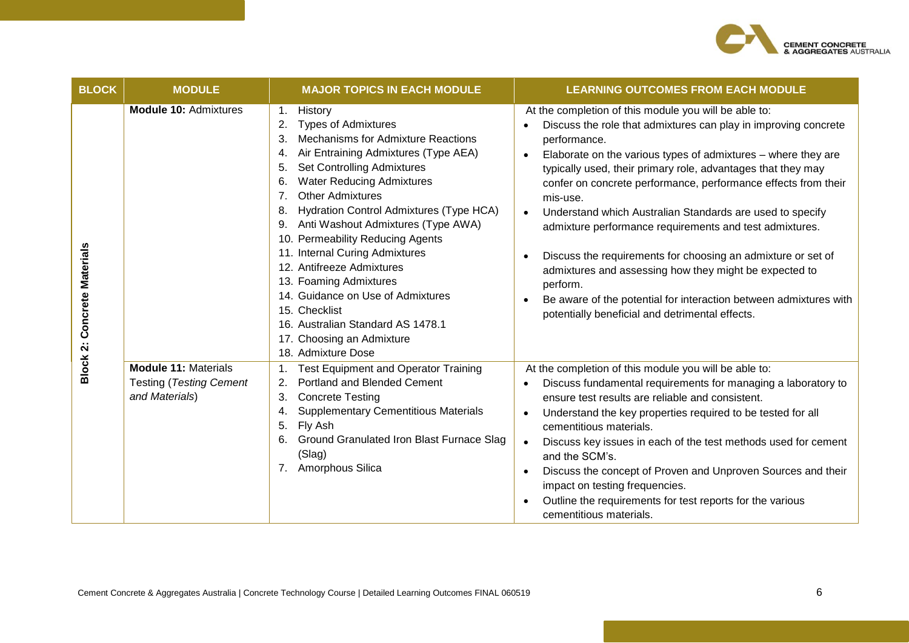| BLOCK | MODULE | MAJOR TOPICS IN EACH MODULE | LEARNING OUTCOMES FROM EACH MODULE |
|---|---|---|---|
| Block 2: Concrete Materials | **Module 10:** Admixtures | 1. History<br>2. Types of Admixtures<br>3. Mechanisms for Admixture Reactions<br>4. Air Entraining Admixtures (Type AEA)<br>5. Set Controlling Admixtures<br>6. Water Reducing Admixtures<br>7. Other Admixtures<br>8. Hydration Control Admixtures (Type HCA)<br>9. Anti Washout Admixtures (Type AWA)<br>10. Permeability Reducing Agents<br>11. Internal Curing Admixtures<br>12. Antifreeze Admixtures<br>13. Foaming Admixtures<br>14. Guidance on Use of Admixtures<br>15. Checklist<br>16. Australian Standard AS 1478.1<br>17. Choosing an Admixture<br>18. Admixture Dose | At the completion of this module you will be able to:<br>• Discuss the role that admixtures can play in improving concrete performance.<br>• Elaborate on the various types of admixtures – where they are typically used, their primary role, advantages that they may confer on concrete performance, performance effects from their mis-use.<br>• Understand which Australian Standards are used to specify admixture performance requirements and test admixtures.<br>• Discuss the requirements for choosing an admixture or set of admixtures and assessing how they might be expected to perform.<br>• Be aware of the potential for interaction between admixtures with potentially beneficial and detrimental effects. |
| | **Module 11:** Materials Testing (*Testing Cement and Materials*) | 1. Test Equipment and Operator Training<br>2. Portland and Blended Cement<br>3. Concrete Testing<br>4. Supplementary Cementitious Materials<br>5. Fly Ash<br>6. Ground Granulated Iron Blast Furnace Slag (Slag)<br>7. Amorphous Silica | At the completion of this module you will be able to:<br>• Discuss fundamental requirements for managing a laboratory to ensure test results are reliable and consistent.<br>• Understand the key properties required to be tested for all cementitious materials.<br>• Discuss key issues in each of the test methods used for cement and the SCM's.<br>• Discuss the concept of Proven and Unproven Sources and their impact on testing frequencies.<br>• Outline the requirements for test reports for the various cementitious materials. |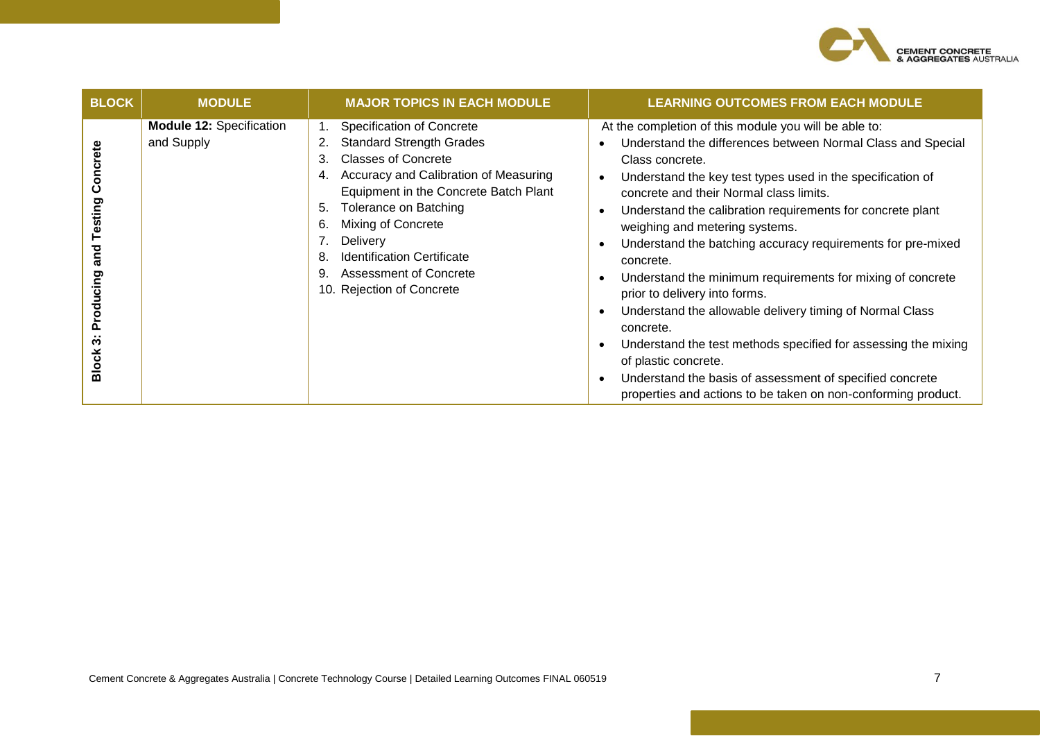| BLOCK | MODULE | MAJOR TOPICS IN EACH MODULE | LEARNING OUTCOMES FROM EACH MODULE |
|---|---|---|---|
| Block 3: Producing and Testing Concrete | **Module 12:** Specification and Supply | 1. Specification of Concrete<br>2. Standard Strength Grades<br>3. Classes of Concrete<br>4. Accuracy and Calibration of Measuring Equipment in the Concrete Batch Plant<br>5. Tolerance on Batching<br>6. Mixing of Concrete<br>7. Delivery<br>8. Identification Certificate<br>9. Assessment of Concrete<br>10. Rejection of Concrete | At the completion of this module you will be able to:<br>• Understand the differences between Normal Class and Special Class concrete.<br>• Understand the key test types used in the specification of concrete and their Normal class limits.<br>• Understand the calibration requirements for concrete plant weighing and metering systems.<br>• Understand the batching accuracy requirements for pre-mixed concrete.<br>• Understand the minimum requirements for mixing of concrete prior to delivery into forms.<br>• Understand the allowable delivery timing of Normal Class concrete.<br>• Understand the test methods specified for assessing the mixing of plastic concrete.<br>• Understand the basis of assessment of specified concrete properties and actions to be taken on non-conforming product. |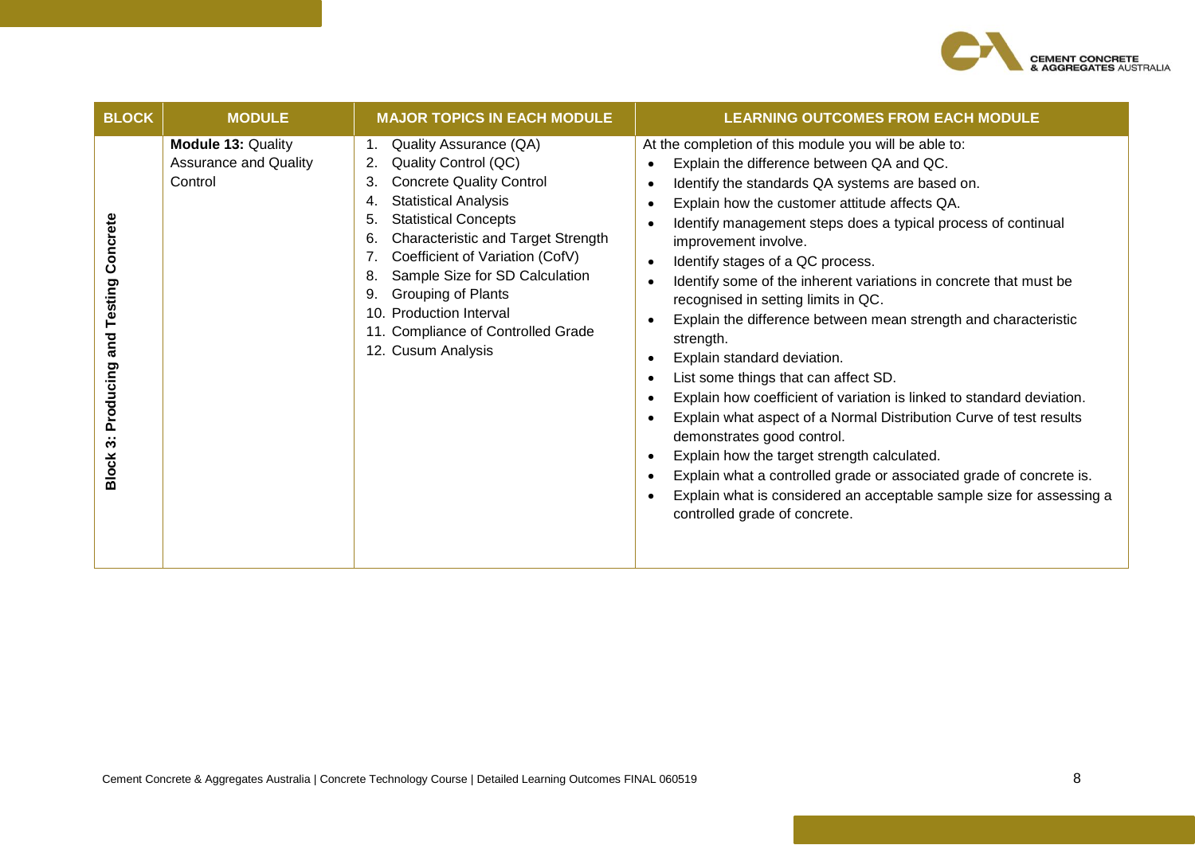| BLOCK | MODULE | MAJOR TOPICS IN EACH MODULE | LEARNING OUTCOMES FROM EACH MODULE |
|---|---|---|---|
| Block 3: Producing and Testing Concrete | **Module 13:** Quality Assurance and Quality Control | 1. Quality Assurance (QA)<br>2. Quality Control (QC)<br>3. Concrete Quality Control<br>4. Statistical Analysis<br>5. Statistical Concepts<br>6. Characteristic and Target Strength<br>7. Coefficient of Variation (CofV)<br>8. Sample Size for SD Calculation<br>9. Grouping of Plants<br>10. Production Interval<br>11. Compliance of Controlled Grade<br>12. Cusum Analysis | At the completion of this module you will be able to:<br>• Explain the difference between QA and QC.<br>• Identify the standards QA systems are based on.<br>• Explain how the customer attitude affects QA.<br>• Identify management steps does a typical process of continual improvement involve.<br>• Identify stages of a QC process.<br>• Identify some of the inherent variations in concrete that must be recognised in setting limits in QC.<br>• Explain the difference between mean strength and characteristic strength.<br>• Explain standard deviation.<br>• List some things that can affect SD.<br>• Explain how coefficient of variation is linked to standard deviation.<br>• Explain what aspect of a Normal Distribution Curve of test results demonstrates good control.<br>• Explain how the target strength calculated.<br>• Explain what a controlled grade or associated grade of concrete is.<br>• Explain what is considered an acceptable sample size for assessing a controlled grade of concrete. |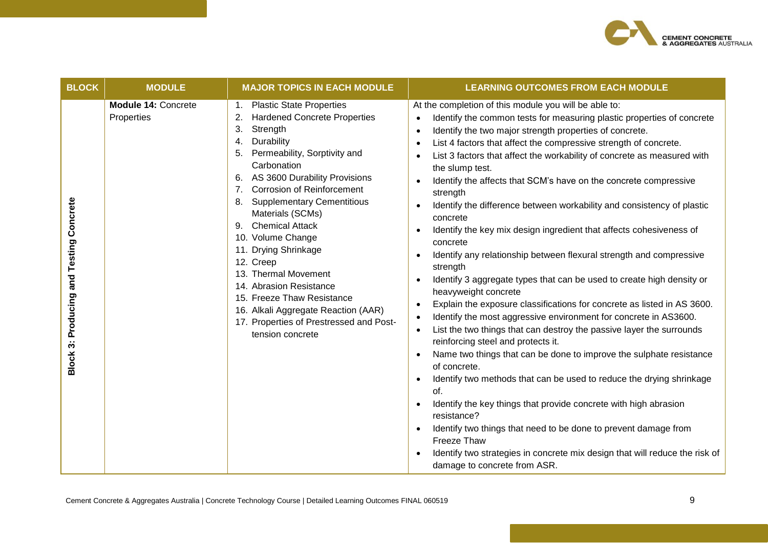| BLOCK | MODULE | MAJOR TOPICS IN EACH MODULE | LEARNING OUTCOMES FROM EACH MODULE |
| --- | --- | --- | --- |
| Block 3: Producing and Testing Concrete | **Module 14:** Concrete Properties | 1. Plastic State Properties<br>2. Hardened Concrete Properties<br>3. Strength<br>4. Durability<br>5. Permeability, Sorptivity and Carbonation<br>6. AS 3600 Durability Provisions<br>7. Corrosion of Reinforcement<br>8. Supplementary Cementitious Materials (SCMs)<br>9. Chemical Attack<br>10. Volume Change<br>11. Drying Shrinkage<br>12. Creep<br>13. Thermal Movement<br>14. Abrasion Resistance<br>15. Freeze Thaw Resistance<br>16. Alkali Aggregate Reaction (AAR)<br>17. Properties of Prestressed and Post-tension concrete | At the completion of this module you will be able to:<br>• Identify the common tests for measuring plastic properties of concrete<br>• Identify the two major strength properties of concrete.<br>• List 4 factors that affect the compressive strength of concrete.<br>• List 3 factors that affect the workability of concrete as measured with the slump test.<br>• Identify the affects that SCM's have on the concrete compressive strength<br>• Identify the difference between workability and consistency of plastic concrete<br>• Identify the key mix design ingredient that affects cohesiveness of concrete<br>• Identify any relationship between flexural strength and compressive strength<br>• Identify 3 aggregate types that can be used to create high density or heavyweight concrete<br>• Explain the exposure classifications for concrete as listed in AS 3600.<br>• Identify the most aggressive environment for concrete in AS3600.<br>• List the two things that can destroy the passive layer the surrounds reinforcing steel and protects it.<br>• Name two things that can be done to improve the sulphate resistance of concrete.<br>• Identify two methods that can be used to reduce the drying shrinkage of.<br>• Identify the key things that provide concrete with high abrasion resistance?<br>• Identify two things that need to be done to prevent damage from Freeze Thaw<br>• Identify two strategies in concrete mix design that will reduce the risk of damage to concrete from ASR. |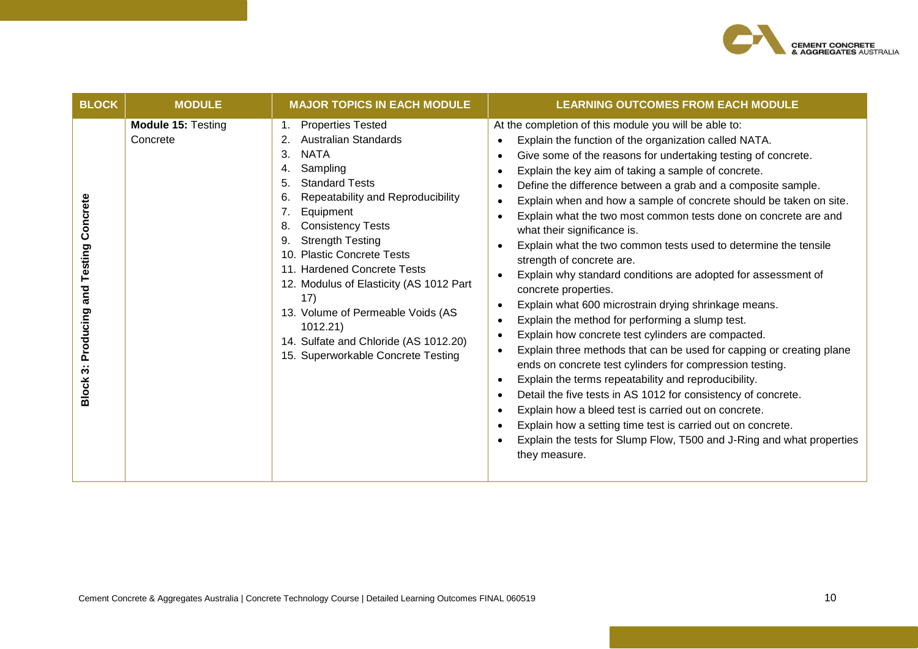| BLOCK | MODULE | MAJOR TOPICS IN EACH MODULE | LEARNING OUTCOMES FROM EACH MODULE |
|---|---|---|---|
| Block 3: Producing and Testing Concrete | **Module 15:** Testing Concrete | 1. Properties Tested<br>2. Australian Standards<br>3. NATA<br>4. Sampling<br>5. Standard Tests<br>6. Repeatability and Reproducibility<br>7. Equipment<br>8. Consistency Tests<br>9. Strength Testing<br>10. Plastic Concrete Tests<br>11. Hardened Concrete Tests<br>12. Modulus of Elasticity (AS 1012 Part 17)<br>13. Volume of Permeable Voids (AS 1012.21)<br>14. Sulfate and Chloride (AS 1012.20)<br>15. Superworkable Concrete Testing | At the completion of this module you will be able to:<br>• Explain the function of the organization called NATA.<br>• Give some of the reasons for undertaking testing of concrete.<br>• Explain the key aim of taking a sample of concrete.<br>• Define the difference between a grab and a composite sample.<br>• Explain when and how a sample of concrete should be taken on site.<br>• Explain what the two most common tests done on concrete are and what their significance is.<br>• Explain what the two common tests used to determine the tensile strength of concrete are.<br>• Explain why standard conditions are adopted for assessment of concrete properties.<br>• Explain what 600 microstrain drying shrinkage means.<br>• Explain the method for performing a slump test.<br>• Explain how concrete test cylinders are compacted.<br>• Explain three methods that can be used for capping or creating plane ends on concrete test cylinders for compression testing.<br>• Explain the terms repeatability and reproducibility.<br>• Detail the five tests in AS 1012 for consistency of concrete.<br>• Explain how a bleed test is carried out on concrete.<br>• Explain how a setting time test is carried out on concrete.<br>• Explain the tests for Slump Flow, T500 and J-Ring and what properties they measure. |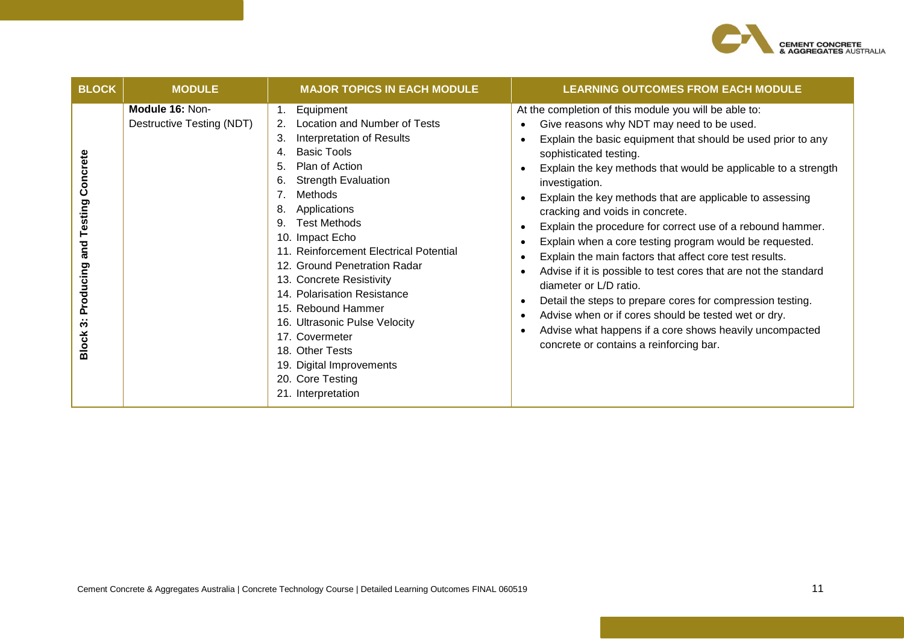| BLOCK | MODULE | MAJOR TOPICS IN EACH MODULE | LEARNING OUTCOMES FROM EACH MODULE |
|---|---|---|---|
| Block 3: Producing and Testing Concrete | **Module 16:** Non-Destructive Testing (NDT) | 1. Equipment<br>2. Location and Number of Tests<br>3. Interpretation of Results<br>4. Basic Tools<br>5. Plan of Action<br>6. Strength Evaluation<br>7. Methods<br>8. Applications<br>9. Test Methods<br>10. Impact Echo<br>11. Reinforcement Electrical Potential<br>12. Ground Penetration Radar<br>13. Concrete Resistivity<br>14. Polarisation Resistance<br>15. Rebound Hammer<br>16. Ultrasonic Pulse Velocity<br>17. Covermeter<br>18. Other Tests<br>19. Digital Improvements<br>20. Core Testing<br>21. Interpretation | At the completion of this module you will be able to:<br>• Give reasons why NDT may need to be used.<br>• Explain the basic equipment that should be used prior to any sophisticated testing.<br>• Explain the key methods that would be applicable to a strength investigation.<br>• Explain the key methods that are applicable to assessing cracking and voids in concrete.<br>• Explain the procedure for correct use of a rebound hammer.<br>• Explain when a core testing program would be requested.<br>• Explain the main factors that affect core test results.<br>• Advise if it is possible to test cores that are not the standard diameter or L/D ratio.<br>• Detail the steps to prepare cores for compression testing.<br>• Advise when or if cores should be tested wet or dry.<br>• Advise what happens if a core shows heavily uncompacted concrete or contains a reinforcing bar. |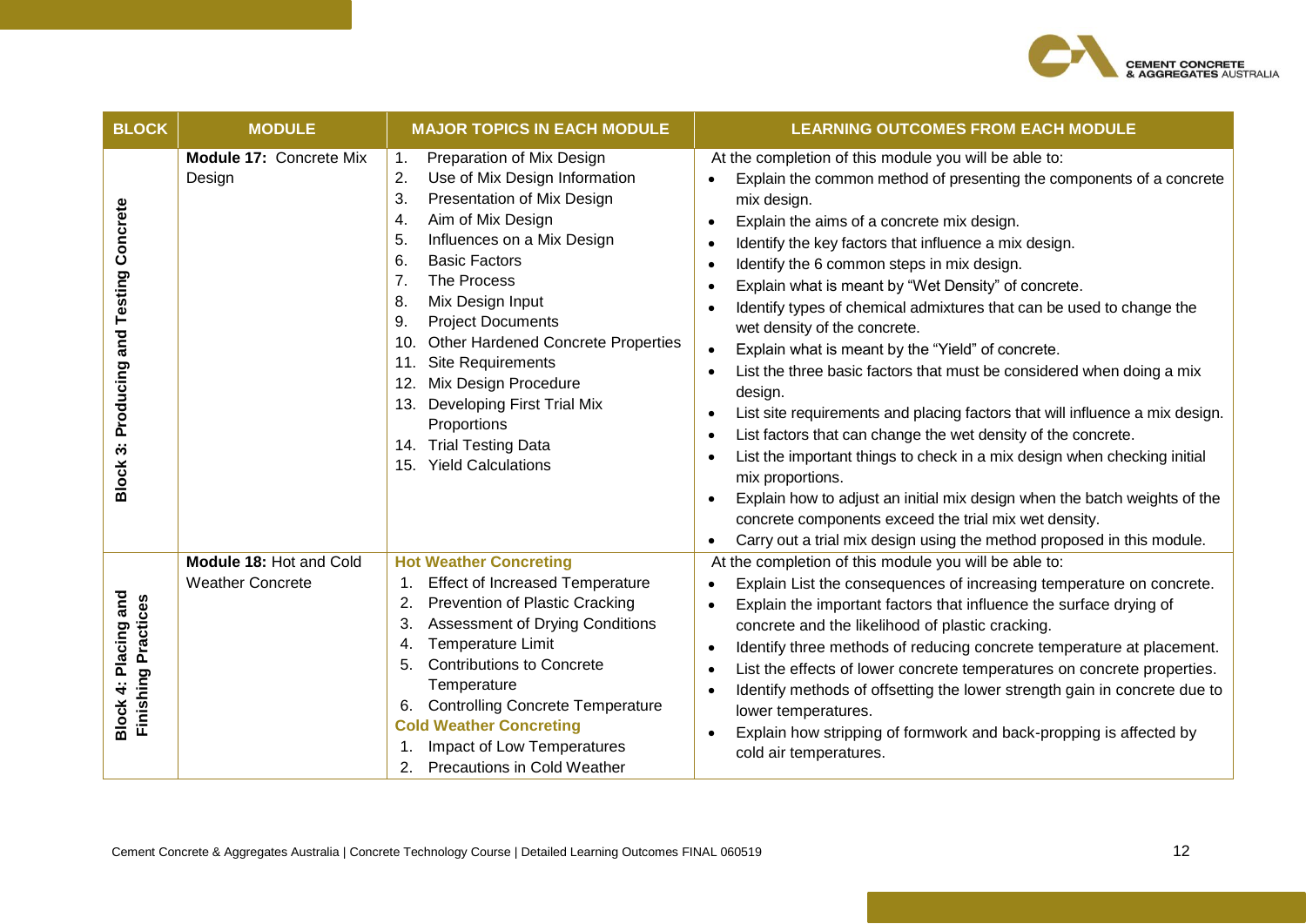| BLOCK | MODULE | MAJOR TOPICS IN EACH MODULE | LEARNING OUTCOMES FROM EACH MODULE |
|---|---|---|---|
| Block 3: Producing and Testing Concrete | **Module 17:** Concrete Mix Design | 1. Preparation of Mix Design<br>2. Use of Mix Design Information<br>3. Presentation of Mix Design<br>4. Aim of Mix Design<br>5. Influences on a Mix Design<br>6. Basic Factors<br>7. The Process<br>8. Mix Design Input<br>9. Project Documents<br>10. Other Hardened Concrete Properties<br>11. Site Requirements<br>12. Mix Design Procedure<br>13. Developing First Trial Mix Proportions<br>14. Trial Testing Data<br>15. Yield Calculations | At the completion of this module you will be able to:<br>• Explain the common method of presenting the components of a concrete mix design.<br>• Explain the aims of a concrete mix design.<br>• Identify the key factors that influence a mix design.<br>• Identify the 6 common steps in mix design.<br>• Explain what is meant by "Wet Density" of concrete.<br>• Identify types of chemical admixtures that can be used to change the wet density of the concrete.<br>• Explain what is meant by the "Yield" of concrete.<br>• List the three basic factors that must be considered when doing a mix design.<br>• List site requirements and placing factors that will influence a mix design.<br>• List factors that can change the wet density of the concrete.<br>• List the important things to check in a mix design when checking initial mix proportions.<br>• Explain how to adjust an initial mix design when the batch weights of the concrete components exceed the trial mix wet density.<br>• Carry out a trial mix design using the method proposed in this module. |
| Block 4: Placing and Finishing Practices | **Module 18:** Hot and Cold Weather Concrete | **Hot Weather Concreting**<br>1. Effect of Increased Temperature<br>2. Prevention of Plastic Cracking<br>3. Assessment of Drying Conditions<br>4. Temperature Limit<br>5. Contributions to Concrete Temperature<br>6. Controlling Concrete Temperature<br>**Cold Weather Concreting**<br>1. Impact of Low Temperatures<br>2. Precautions in Cold Weather | At the completion of this module you will be able to:<br>• Explain List the consequences of increasing temperature on concrete.<br>• Explain the important factors that influence the surface drying of concrete and the likelihood of plastic cracking.<br>• Identify three methods of reducing concrete temperature at placement.<br>• List the effects of lower concrete temperatures on concrete properties.<br>• Identify methods of offsetting the lower strength gain in concrete due to lower temperatures.<br>• Explain how stripping of formwork and back-propping is affected by cold air temperatures. |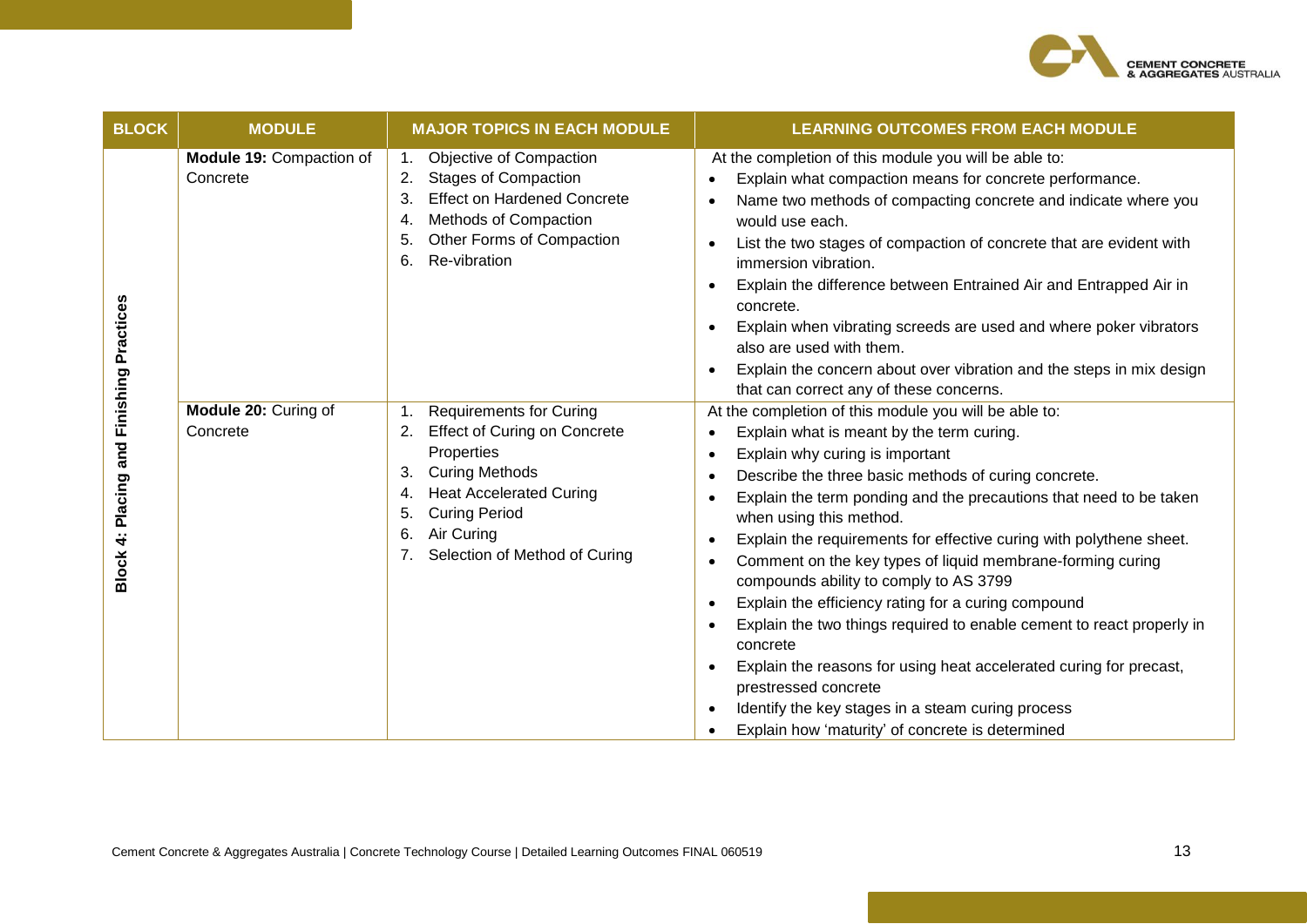| BLOCK | MODULE | MAJOR TOPICS IN EACH MODULE | LEARNING OUTCOMES FROM EACH MODULE |
|---|---|---|---|
| Block 4: Placing and Finishing Practices | **Module 19:** Compaction of Concrete | 1. Objective of Compaction<br>2. Stages of Compaction<br>3. Effect on Hardened Concrete<br>4. Methods of Compaction<br>5. Other Forms of Compaction<br>6. Re-vibration | At the completion of this module you will be able to:<br>• Explain what compaction means for concrete performance.<br>• Name two methods of compacting concrete and indicate where you would use each.<br>• List the two stages of compaction of concrete that are evident with immersion vibration.<br>• Explain the difference between Entrained Air and Entrapped Air in concrete.<br>• Explain when vibrating screeds are used and where poker vibrators also are used with them.<br>• Explain the concern about over vibration and the steps in mix design that can correct any of these concerns. |
| | **Module 20:** Curing of Concrete | 1. Requirements for Curing<br>2. Effect of Curing on Concrete Properties<br>3. Curing Methods<br>4. Heat Accelerated Curing<br>5. Curing Period<br>6. Air Curing<br>7. Selection of Method of Curing | At the completion of this module you will be able to:<br>• Explain what is meant by the term curing.<br>• Explain why curing is important<br>• Describe the three basic methods of curing concrete.<br>• Explain the term ponding and the precautions that need to be taken when using this method.<br>• Explain the requirements for effective curing with polythene sheet.<br>• Comment on the key types of liquid membrane-forming curing compounds ability to comply to AS 3799<br>• Explain the efficiency rating for a curing compound<br>• Explain the two things required to enable cement to react properly in concrete<br>• Explain the reasons for using heat accelerated curing for precast, prestressed concrete<br>• Identify the key stages in a steam curing process<br>• Explain how 'maturity' of concrete is determined |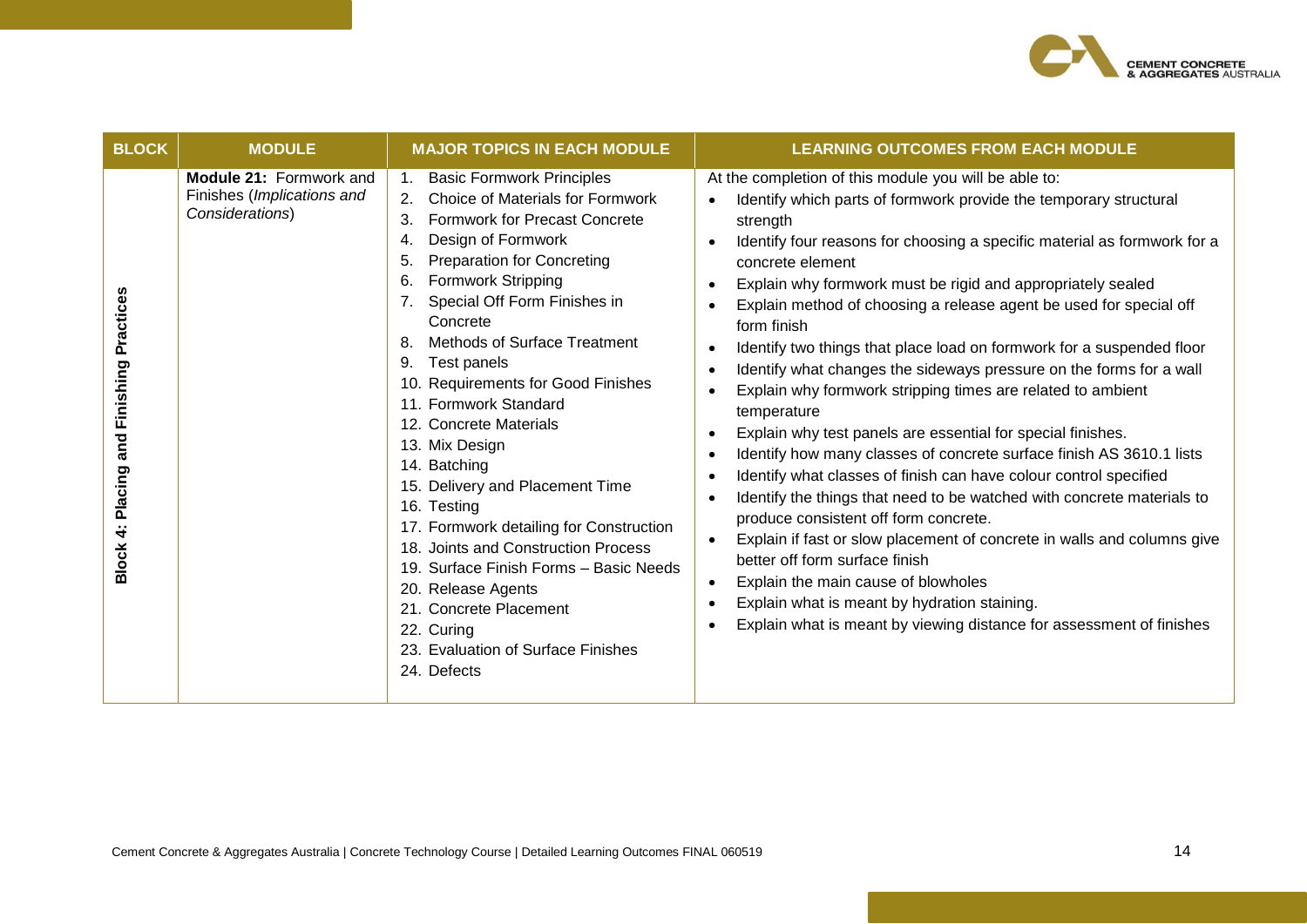| BLOCK | MODULE | MAJOR TOPICS IN EACH MODULE | LEARNING OUTCOMES FROM EACH MODULE |
|---|---|---|---|
| Block 4: Placing and Finishing Practices | **Module 21:** Formwork and Finishes (*Implications and Considerations*) | 1. Basic Formwork Principles<br>2. Choice of Materials for Formwork<br>3. Formwork for Precast Concrete<br>4. Design of Formwork<br>5. Preparation for Concreting<br>6. Formwork Stripping<br>7. Special Off Form Finishes in Concrete<br>8. Methods of Surface Treatment<br>9. Test panels<br>10. Requirements for Good Finishes<br>11. Formwork Standard<br>12. Concrete Materials<br>13. Mix Design<br>14. Batching<br>15. Delivery and Placement Time<br>16. Testing<br>17. Formwork detailing for Construction<br>18. Joints and Construction Process<br>19. Surface Finish Forms – Basic Needs<br>20. Release Agents<br>21. Concrete Placement<br>22. Curing<br>23. Evaluation of Surface Finishes<br>24. Defects | At the completion of this module you will be able to:<br>• Identify which parts of formwork provide the temporary structural strength<br>• Identify four reasons for choosing a specific material as formwork for a concrete element<br>• Explain why formwork must be rigid and appropriately sealed<br>• Explain method of choosing a release agent be used for special off form finish<br>• Identify two things that place load on formwork for a suspended floor<br>• Identify what changes the sideways pressure on the forms for a wall<br>• Explain why formwork stripping times are related to ambient temperature<br>• Explain why test panels are essential for special finishes.<br>• Identify how many classes of concrete surface finish AS 3610.1 lists<br>• Identify what classes of finish can have colour control specified<br>• Identify the things that need to be watched with concrete materials to produce consistent off form concrete.<br>• Explain if fast or slow placement of concrete in walls and columns give better off form surface finish<br>• Explain the main cause of blowholes<br>• Explain what is meant by hydration staining.<br>• Explain what is meant by viewing distance for assessment of finishes |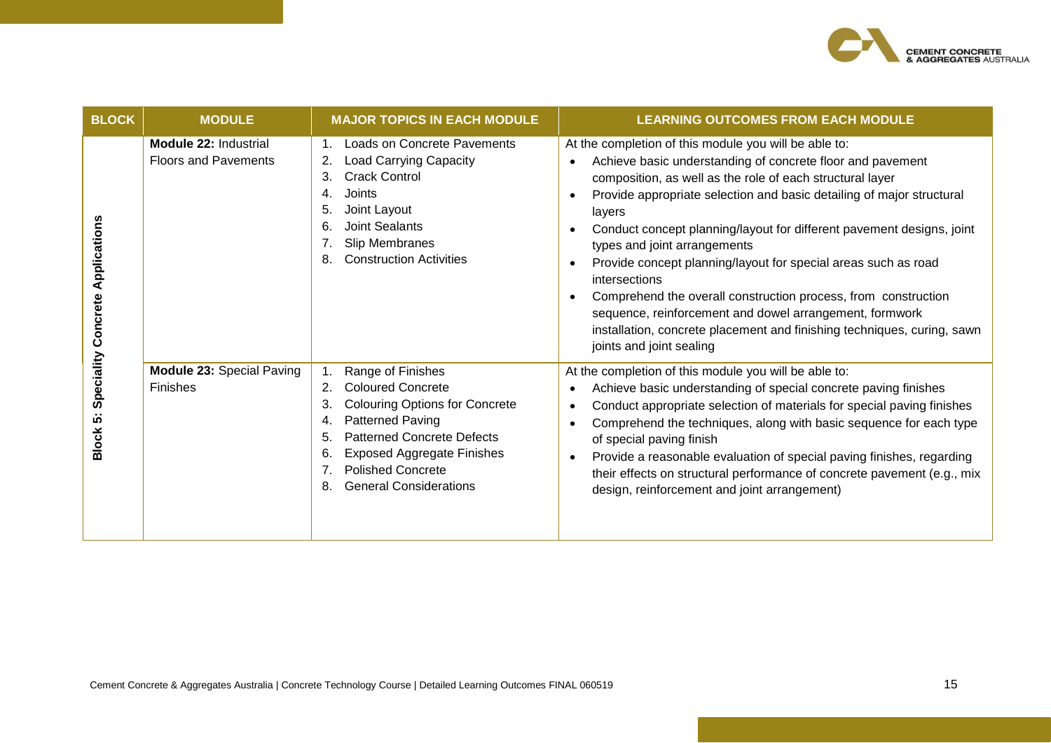| BLOCK | MODULE | MAJOR TOPICS IN EACH MODULE | LEARNING OUTCOMES FROM EACH MODULE |
|---|---|---|---|
| Block 5: Speciality Concrete Applications | **Module 22:** Industrial Floors and Pavements | 1. Loads on Concrete Pavements<br>2. Load Carrying Capacity<br>3. Crack Control<br>4. Joints<br>5. Joint Layout<br>6. Joint Sealants<br>7. Slip Membranes<br>8. Construction Activities | At the completion of this module you will be able to:<br>• Achieve basic understanding of concrete floor and pavement composition, as well as the role of each structural layer<br>• Provide appropriate selection and basic detailing of major structural layers<br>• Conduct concept planning/layout for different pavement designs, joint types and joint arrangements<br>• Provide concept planning/layout for special areas such as road intersections<br>• Comprehend the overall construction process, from construction sequence, reinforcement and dowel arrangement, formwork installation, concrete placement and finishing techniques, curing, sawn joints and joint sealing |
| | **Module 23:** Special Paving Finishes | 1. Range of Finishes<br>2. Coloured Concrete<br>3. Colouring Options for Concrete<br>4. Patterned Paving<br>5. Patterned Concrete Defects<br>6. Exposed Aggregate Finishes<br>7. Polished Concrete<br>8. General Considerations | At the completion of this module you will be able to:<br>• Achieve basic understanding of special concrete paving finishes<br>• Conduct appropriate selection of materials for special paving finishes<br>• Comprehend the techniques, along with basic sequence for each type of special paving finish<br>• Provide a reasonable evaluation of special paving finishes, regarding their effects on structural performance of concrete pavement (e.g., mix design, reinforcement and joint arrangement) |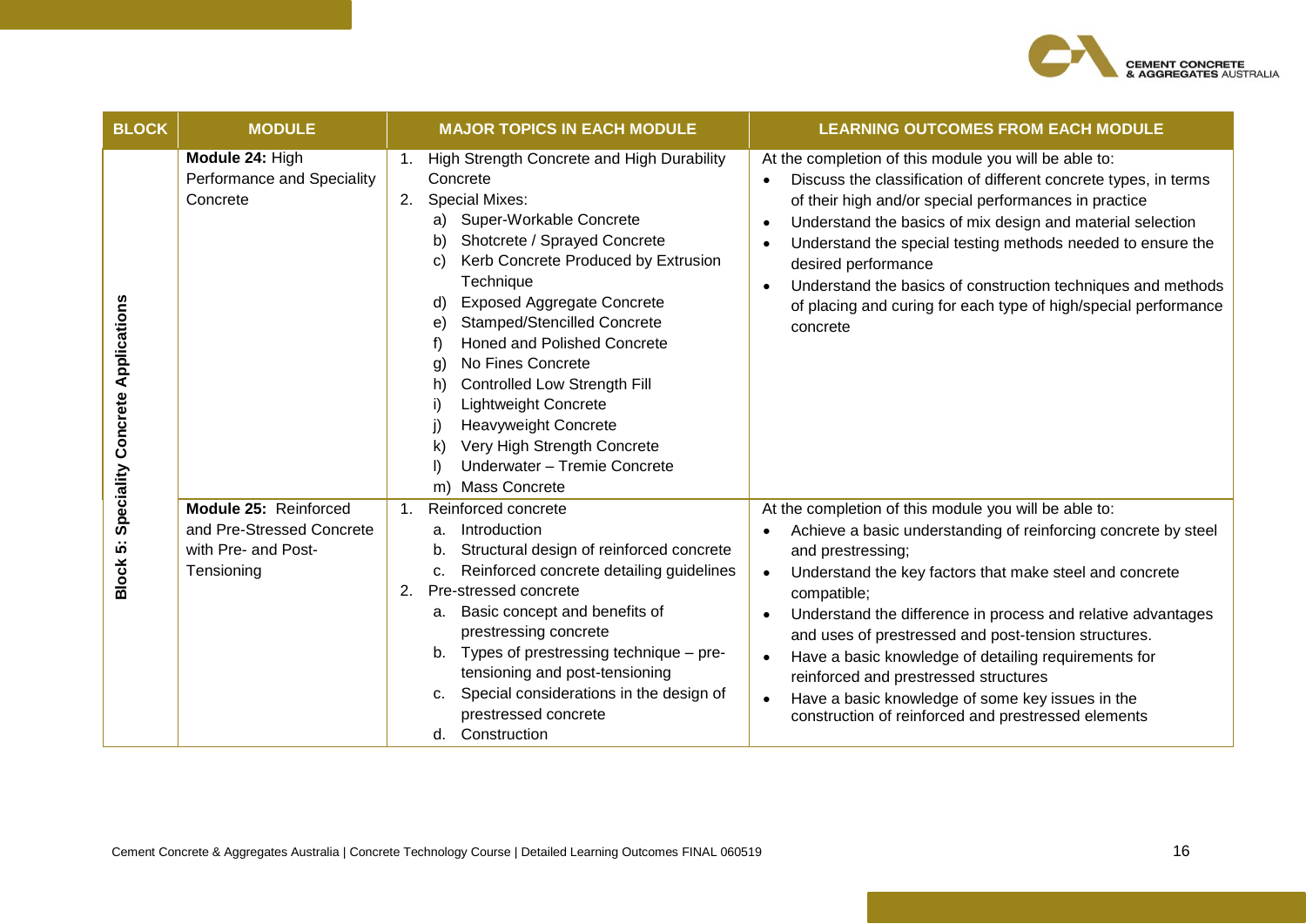| BLOCK | MODULE | MAJOR TOPICS IN EACH MODULE | LEARNING OUTCOMES FROM EACH MODULE |
| --- | --- | --- | --- |
| Block 5: Speciality Concrete Applications | **Module 24:** High Performance and Speciality Concrete | 1. High Strength Concrete and High Durability Concrete<br>2. Special Mixes:<br>a) Super-Workable Concrete<br>b) Shotcrete / Sprayed Concrete<br>c) Kerb Concrete Produced by Extrusion Technique<br>d) Exposed Aggregate Concrete<br>e) Stamped/Stencilled Concrete<br>f) Honed and Polished Concrete<br>g) No Fines Concrete<br>h) Controlled Low Strength Fill<br>i) Lightweight Concrete<br>j) Heavyweight Concrete<br>k) Very High Strength Concrete<br>l) Underwater – Tremie Concrete<br>m) Mass Concrete | At the completion of this module you will be able to:<br>• Discuss the classification of different concrete types, in terms of their high and/or special performances in practice<br>• Understand the basics of mix design and material selection<br>• Understand the special testing methods needed to ensure the desired performance<br>• Understand the basics of construction techniques and methods of placing and curing for each type of high/special performance concrete |
| | **Module 25:** Reinforced and Pre-Stressed Concrete with Pre- and Post-Tensioning | 1. Reinforced concrete<br>a. Introduction<br>b. Structural design of reinforced concrete<br>c. Reinforced concrete detailing guidelines<br>2. Pre-stressed concrete<br>a. Basic concept and benefits of prestressing concrete<br>b. Types of prestressing technique – pre-tensioning and post-tensioning<br>c. Special considerations in the design of prestressed concrete<br>d. Construction | At the completion of this module you will be able to:<br>• Achieve a basic understanding of reinforcing concrete by steel and prestressing;<br>• Understand the key factors that make steel and concrete compatible;<br>• Understand the difference in process and relative advantages and uses of prestressed and post-tension structures.<br>• Have a basic knowledge of detailing requirements for reinforced and prestressed structures<br>• Have a basic knowledge of some key issues in the construction of reinforced and prestressed elements |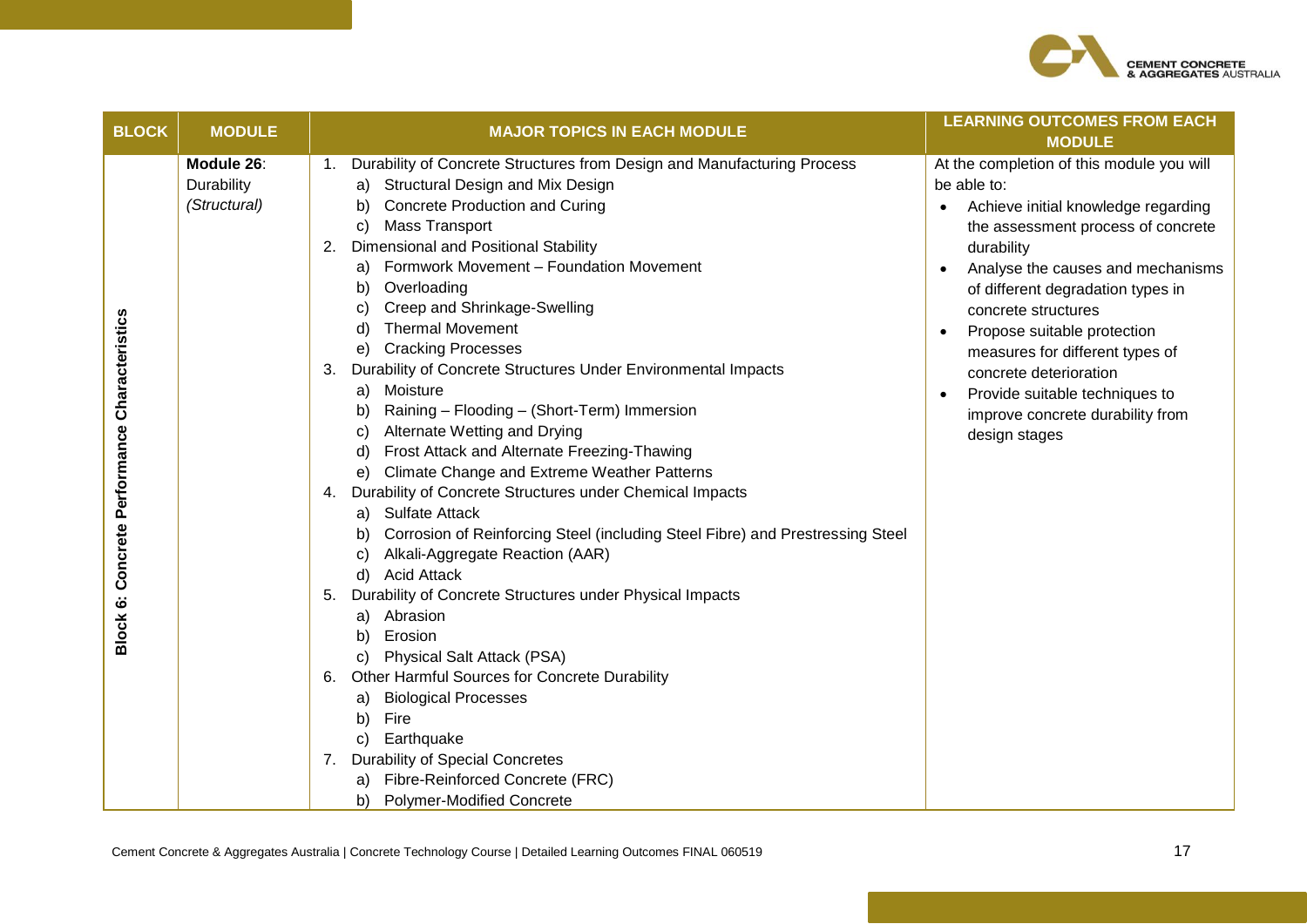| BLOCK | MODULE | MAJOR TOPICS IN EACH MODULE | LEARNING OUTCOMES FROM EACH MODULE |
|---|---|---|---|
| Block 6: Concrete Performance Characteristics | **Module 26**: Durability *(Structural)* | 1. Durability of Concrete Structures from Design and Manufacturing Process<br>a) Structural Design and Mix Design<br>b) Concrete Production and Curing<br>c) Mass Transport<br>2. Dimensional and Positional Stability<br>a) Formwork Movement – Foundation Movement<br>b) Overloading<br>c) Creep and Shrinkage-Swelling<br>d) Thermal Movement<br>e) Cracking Processes<br>3. Durability of Concrete Structures Under Environmental Impacts<br>a) Moisture<br>b) Raining – Flooding – (Short-Term) Immersion<br>c) Alternate Wetting and Drying<br>d) Frost Attack and Alternate Freezing-Thawing<br>e) Climate Change and Extreme Weather Patterns<br>4. Durability of Concrete Structures under Chemical Impacts<br>a) Sulfate Attack<br>b) Corrosion of Reinforcing Steel (including Steel Fibre) and Prestressing Steel<br>c) Alkali-Aggregate Reaction (AAR)<br>d) Acid Attack<br>5. Durability of Concrete Structures under Physical Impacts<br>a) Abrasion<br>b) Erosion<br>c) Physical Salt Attack (PSA)<br>6. Other Harmful Sources for Concrete Durability<br>a) Biological Processes<br>b) Fire<br>c) Earthquake<br>7. Durability of Special Concretes<br>a) Fibre-Reinforced Concrete (FRC)<br>b) Polymer-Modified Concrete | At the completion of this module you will be able to:<br>• Achieve initial knowledge regarding the assessment process of concrete durability<br>• Analyse the causes and mechanisms of different degradation types in concrete structures<br>• Propose suitable protection measures for different types of concrete deterioration<br>• Provide suitable techniques to improve concrete durability from design stages |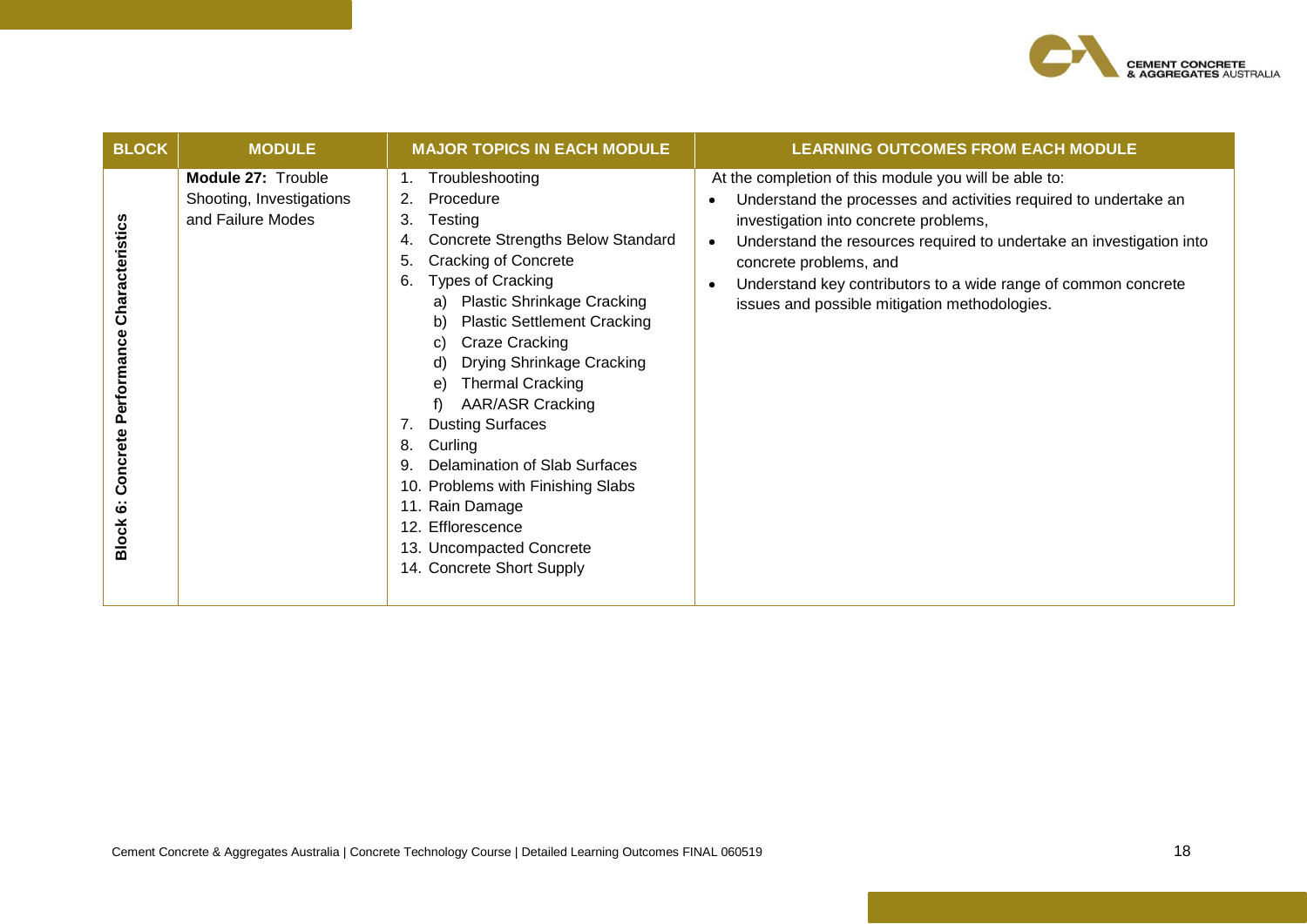| BLOCK | MODULE | MAJOR TOPICS IN EACH MODULE | LEARNING OUTCOMES FROM EACH MODULE |
|---|---|---|---|
| Block 6: Concrete Performance Characteristics | **Module 27:** Trouble Shooting, Investigations and Failure Modes | 1. Troubleshooting<br>2. Procedure<br>3. Testing<br>4. Concrete Strengths Below Standard<br>5. Cracking of Concrete<br>6. Types of Cracking<br>a) Plastic Shrinkage Cracking<br>b) Plastic Settlement Cracking<br>c) Craze Cracking<br>d) Drying Shrinkage Cracking<br>e) Thermal Cracking<br>f) AAR/ASR Cracking<br>7. Dusting Surfaces<br>8. Curling<br>9. Delamination of Slab Surfaces<br>10. Problems with Finishing Slabs<br>11. Rain Damage<br>12. Efflorescence<br>13. Uncompacted Concrete<br>14. Concrete Short Supply | At the completion of this module you will be able to:<br>• Understand the processes and activities required to undertake an investigation into concrete problems,<br>• Understand the resources required to undertake an investigation into concrete problems, and<br>• Understand key contributors to a wide range of common concrete issues and possible mitigation methodologies. |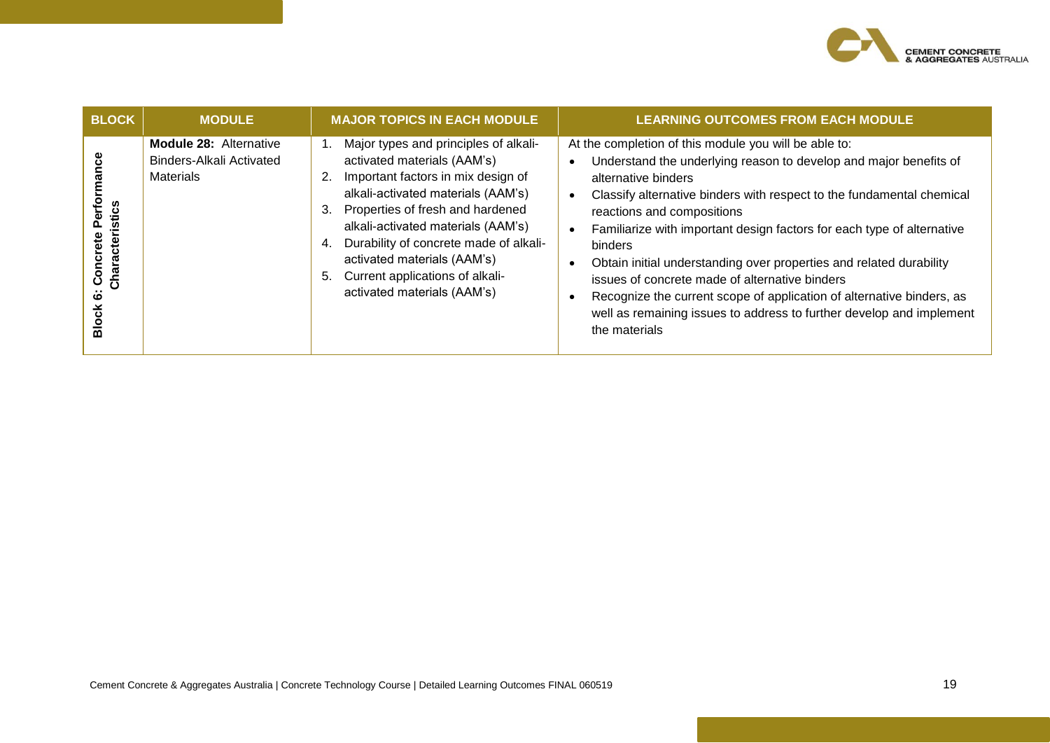| BLOCK | MODULE | MAJOR TOPICS IN EACH MODULE | LEARNING OUTCOMES FROM EACH MODULE |
|---|---|---|---|
| **Block 6: Concrete Performance Characteristics** | **Module 28:** Alternative Binders-Alkali Activated Materials | 1. Major types and principles of alkali-activated materials (AAM's)<br>2. Important factors in mix design of alkali-activated materials (AAM's)<br>3. Properties of fresh and hardened alkali-activated materials (AAM's)<br>4. Durability of concrete made of alkali-activated materials (AAM's)<br>5. Current applications of alkali-activated materials (AAM's) | At the completion of this module you will be able to:<br>• Understand the underlying reason to develop and major benefits of alternative binders<br>• Classify alternative binders with respect to the fundamental chemical reactions and compositions<br>• Familiarize with important design factors for each type of alternative binders<br>• Obtain initial understanding over properties and related durability issues of concrete made of alternative binders<br>• Recognize the current scope of application of alternative binders, as well as remaining issues to address to further develop and implement the materials |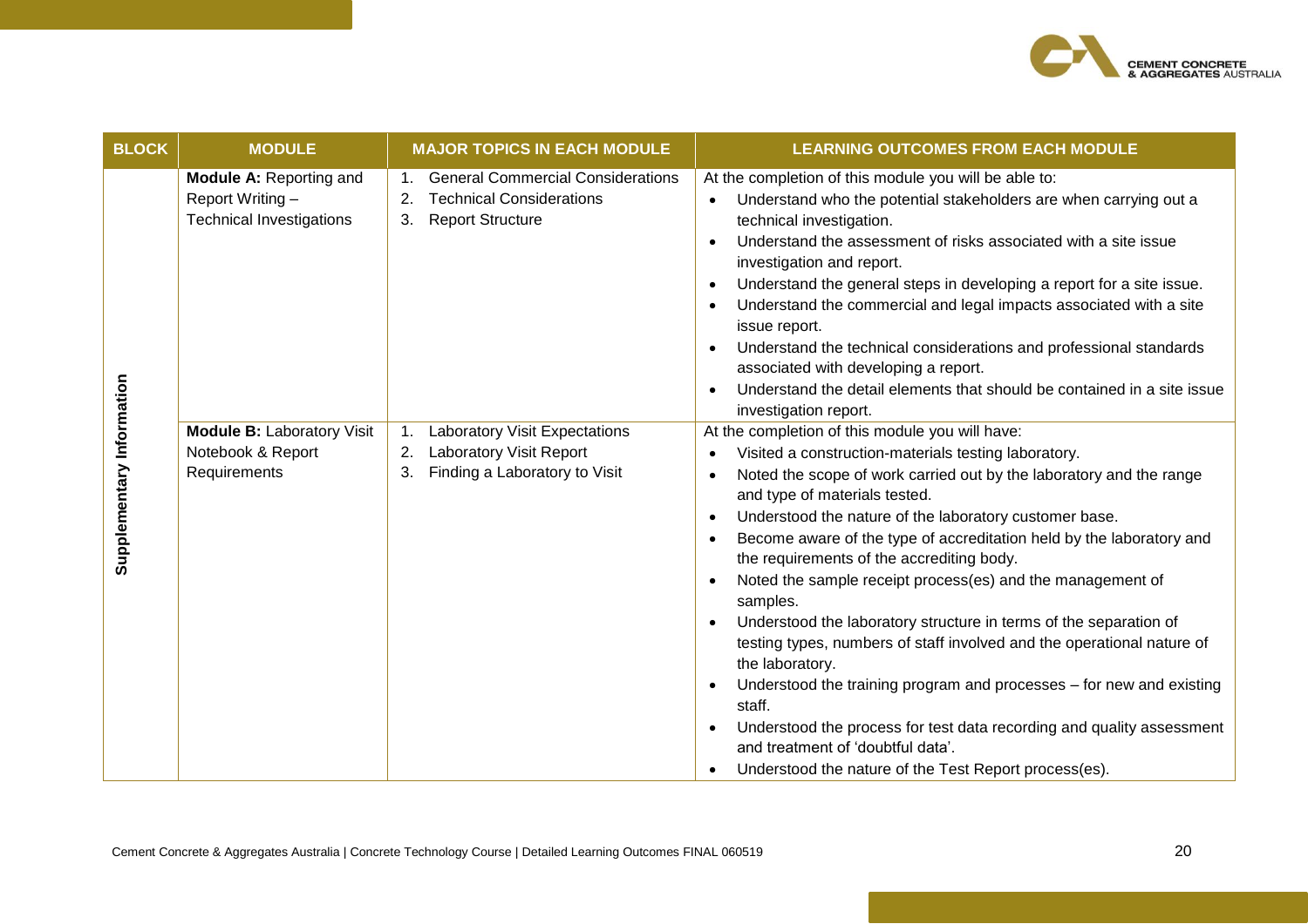| BLOCK | MODULE | MAJOR TOPICS IN EACH MODULE | LEARNING OUTCOMES FROM EACH MODULE |
|---|---|---|---|
| Supplementary Information | **Module A:** Reporting and Report Writing – Technical Investigations | 1. General Commercial Considerations<br>2. Technical Considerations<br>3. Report Structure | At the completion of this module you will be able to:<br>• Understand who the potential stakeholders are when carrying out a technical investigation.<br>• Understand the assessment of risks associated with a site issue investigation and report.<br>• Understand the general steps in developing a report for a site issue.<br>• Understand the commercial and legal impacts associated with a site issue report.<br>• Understand the technical considerations and professional standards associated with developing a report.<br>• Understand the detail elements that should be contained in a site issue investigation report. |
| | **Module B:** Laboratory Visit Notebook & Report Requirements | 1. Laboratory Visit Expectations<br>2. Laboratory Visit Report<br>3. Finding a Laboratory to Visit | At the completion of this module you will have:<br>• Visited a construction-materials testing laboratory.<br>• Noted the scope of work carried out by the laboratory and the range and type of materials tested.<br>• Understood the nature of the laboratory customer base.<br>• Become aware of the type of accreditation held by the laboratory and the requirements of the accrediting body.<br>• Noted the sample receipt process(es) and the management of samples.<br>• Understood the laboratory structure in terms of the separation of testing types, numbers of staff involved and the operational nature of the laboratory.<br>• Understood the training program and processes – for new and existing staff.<br>• Understood the process for test data recording and quality assessment and treatment of 'doubtful data'.<br>• Understood the nature of the Test Report process(es). |